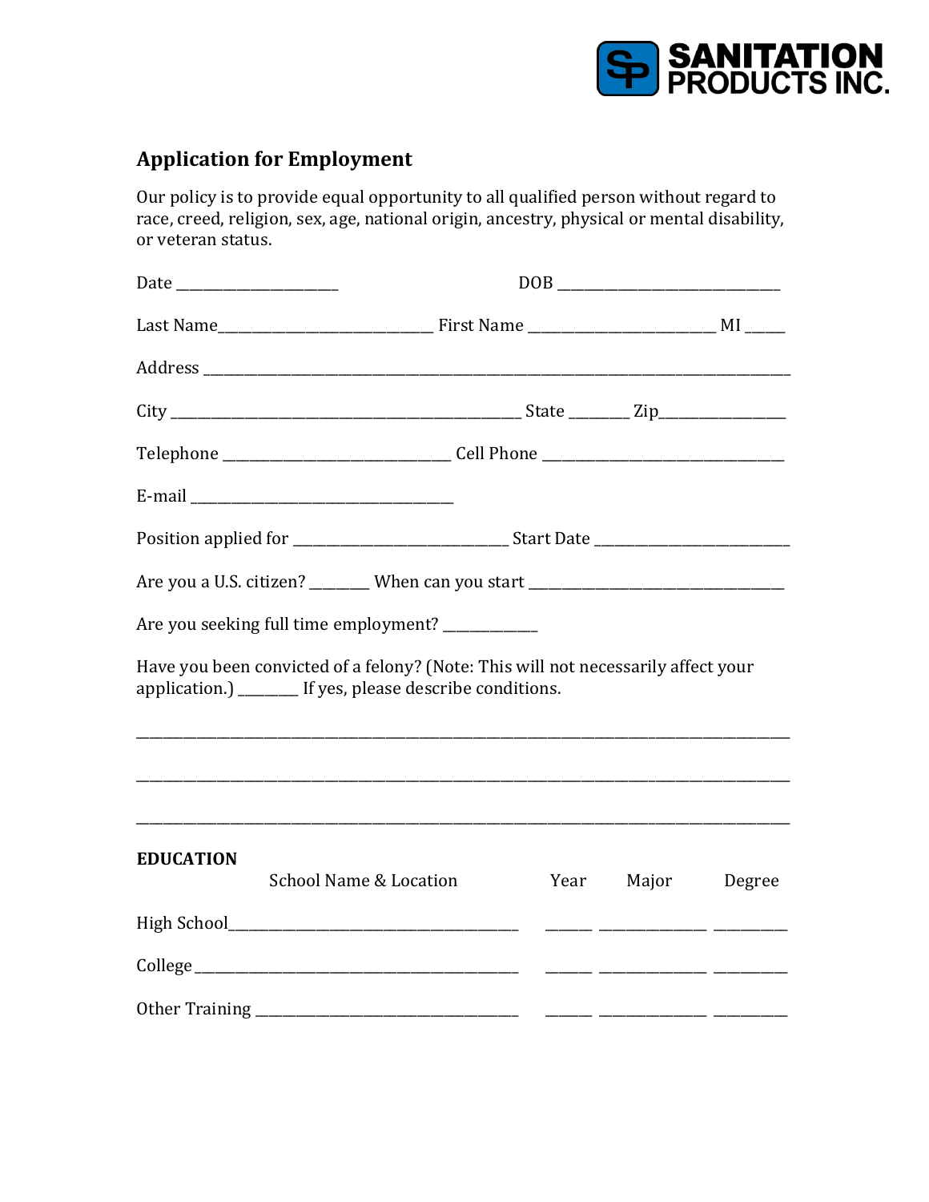SANITATION PRODUCTS INC.

## Application for Employment

Our policy is to provide equal opportunity to all qualified person without regard to race, creed, religion, sex, age, national origin, ancestry, physical or mental disability, or veteran status.

Date ______________________ DOB ______________________________

Last Name_____________________________ First Name _________________________ MI _____

Address ________________________________________________________________________________

City ______________________________________________ State ________ Zip________________

Telephone _______________________________ Cell Phone _________________________________

E-mail ___________________________________

Position applied for _____________________________ Start Date __________________________

Are you a U.S. citizen? ________ When can you start __________________________________

Are you seeking full time employment? _____________

Have you been convicted of a felony? (Note: This will not necessarily affect your application.) ________ If yes, please describe conditions.

________________________________________________________________________________________

________________________________________________________________________________________

________________________________________________________________________________________

**EDUCATION**

| | School Name & Location | Year | Major | Degree |
|---|---|---|---|---|
| High School | ________________________________________ | ______ | ______________ | __________ |
| College | ________________________________________ | ______ | ______________ | __________ |
| Other Training | ____________________________________ | ______ | ______________ | __________ |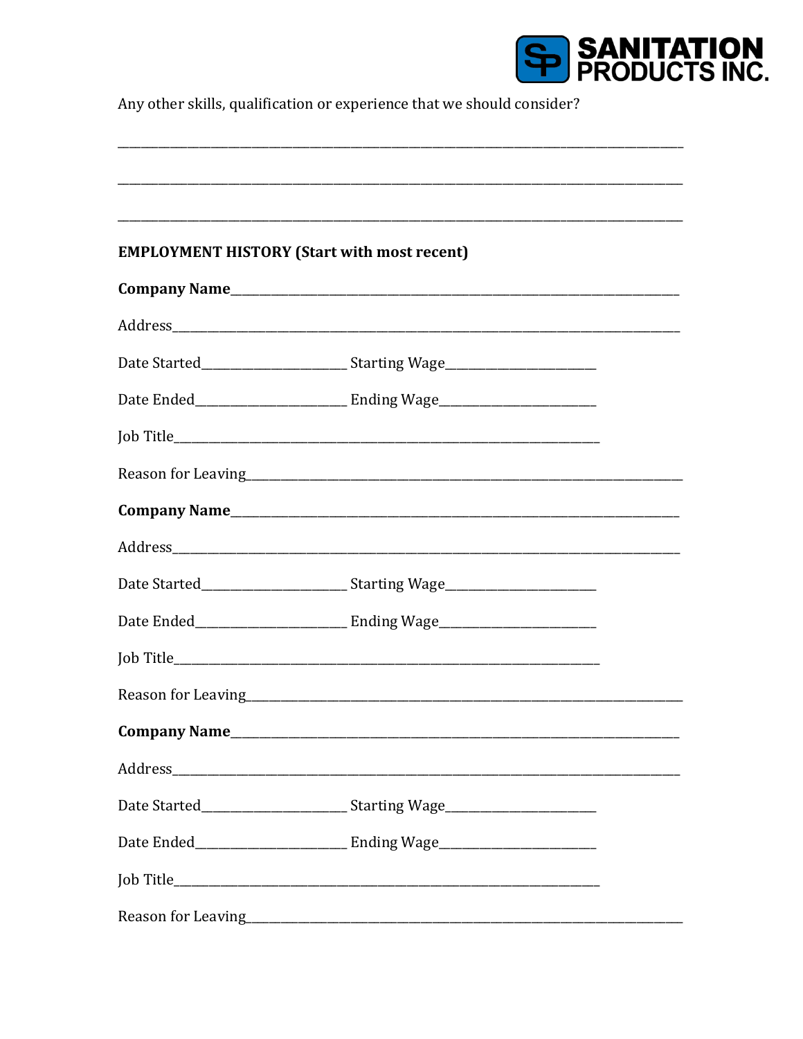Any other skills, qualification or experience that we should consider?

\_\_\_\_\_\_\_\_\_\_\_\_\_\_\_\_\_\_\_\_\_\_\_\_\_\_\_\_\_\_\_\_\_\_\_\_\_\_\_\_\_\_\_\_\_\_\_\_\_\_\_\_\_\_\_\_\_\_\_\_\_\_\_\_\_\_\_\_\_\_\_\_\_\_\_\_\_\_

\_\_\_\_\_\_\_\_\_\_\_\_\_\_\_\_\_\_\_\_\_\_\_\_\_\_\_\_\_\_\_\_\_\_\_\_\_\_\_\_\_\_\_\_\_\_\_\_\_\_\_\_\_\_\_\_\_\_\_\_\_\_\_\_\_\_\_\_\_\_\_\_\_\_\_\_\_\_

\_\_\_\_\_\_\_\_\_\_\_\_\_\_\_\_\_\_\_\_\_\_\_\_\_\_\_\_\_\_\_\_\_\_\_\_\_\_\_\_\_\_\_\_\_\_\_\_\_\_\_\_\_\_\_\_\_\_\_\_\_\_\_\_\_\_\_\_\_\_\_\_\_\_\_\_\_\_

**EMPLOYMENT HISTORY (Start with most recent)**

**Company Name**\_\_\_\_\_\_\_\_\_\_\_\_\_\_\_\_\_\_\_\_\_\_\_\_\_\_\_\_\_\_\_\_\_\_\_\_\_\_\_\_\_\_\_\_\_\_\_\_\_\_\_\_\_\_\_\_\_\_\_\_

Address\_\_\_\_\_\_\_\_\_\_\_\_\_\_\_\_\_\_\_\_\_\_\_\_\_\_\_\_\_\_\_\_\_\_\_\_\_\_\_\_\_\_\_\_\_\_\_\_\_\_\_\_\_\_\_\_\_\_\_\_\_\_\_\_\_\_

Date Started\_\_\_\_\_\_\_\_\_\_\_\_\_\_\_\_\_\_\_\_ Starting Wage\_\_\_\_\_\_\_\_\_\_\_\_\_\_\_\_\_\_\_\_

Date Ended\_\_\_\_\_\_\_\_\_\_\_\_\_\_\_\_\_\_\_\_ Ending Wage\_\_\_\_\_\_\_\_\_\_\_\_\_\_\_\_\_\_\_\_

Job Title\_\_\_\_\_\_\_\_\_\_\_\_\_\_\_\_\_\_\_\_\_\_\_\_\_\_\_\_\_\_\_\_\_\_\_\_\_\_\_\_\_\_\_\_\_\_\_\_\_\_\_\_\_\_\_\_\_\_

Reason for Leaving\_\_\_\_\_\_\_\_\_\_\_\_\_\_\_\_\_\_\_\_\_\_\_\_\_\_\_\_\_\_\_\_\_\_\_\_\_\_\_\_\_\_\_\_\_\_\_\_\_\_\_\_\_\_\_\_\_\_

**Company Name**\_\_\_\_\_\_\_\_\_\_\_\_\_\_\_\_\_\_\_\_\_\_\_\_\_\_\_\_\_\_\_\_\_\_\_\_\_\_\_\_\_\_\_\_\_\_\_\_\_\_\_\_\_\_\_\_\_\_\_\_

Address\_\_\_\_\_\_\_\_\_\_\_\_\_\_\_\_\_\_\_\_\_\_\_\_\_\_\_\_\_\_\_\_\_\_\_\_\_\_\_\_\_\_\_\_\_\_\_\_\_\_\_\_\_\_\_\_\_\_\_\_\_\_\_\_\_\_

Date Started\_\_\_\_\_\_\_\_\_\_\_\_\_\_\_\_\_\_\_\_ Starting Wage\_\_\_\_\_\_\_\_\_\_\_\_\_\_\_\_\_\_\_\_

Date Ended\_\_\_\_\_\_\_\_\_\_\_\_\_\_\_\_\_\_\_\_ Ending Wage\_\_\_\_\_\_\_\_\_\_\_\_\_\_\_\_\_\_\_\_

Job Title\_\_\_\_\_\_\_\_\_\_\_\_\_\_\_\_\_\_\_\_\_\_\_\_\_\_\_\_\_\_\_\_\_\_\_\_\_\_\_\_\_\_\_\_\_\_\_\_\_\_\_\_\_\_\_\_\_\_

Reason for Leaving\_\_\_\_\_\_\_\_\_\_\_\_\_\_\_\_\_\_\_\_\_\_\_\_\_\_\_\_\_\_\_\_\_\_\_\_\_\_\_\_\_\_\_\_\_\_\_\_\_\_\_\_\_\_\_\_\_\_

**Company Name**\_\_\_\_\_\_\_\_\_\_\_\_\_\_\_\_\_\_\_\_\_\_\_\_\_\_\_\_\_\_\_\_\_\_\_\_\_\_\_\_\_\_\_\_\_\_\_\_\_\_\_\_\_\_\_\_\_\_\_\_

Address\_\_\_\_\_\_\_\_\_\_\_\_\_\_\_\_\_\_\_\_\_\_\_\_\_\_\_\_\_\_\_\_\_\_\_\_\_\_\_\_\_\_\_\_\_\_\_\_\_\_\_\_\_\_\_\_\_\_\_\_\_\_\_\_\_\_

Date Started\_\_\_\_\_\_\_\_\_\_\_\_\_\_\_\_\_\_\_\_ Starting Wage\_\_\_\_\_\_\_\_\_\_\_\_\_\_\_\_\_\_\_\_

Date Ended\_\_\_\_\_\_\_\_\_\_\_\_\_\_\_\_\_\_\_\_ Ending Wage\_\_\_\_\_\_\_\_\_\_\_\_\_\_\_\_\_\_\_\_

Job Title\_\_\_\_\_\_\_\_\_\_\_\_\_\_\_\_\_\_\_\_\_\_\_\_\_\_\_\_\_\_\_\_\_\_\_\_\_\_\_\_\_\_\_\_\_\_\_\_\_\_\_\_\_\_\_\_\_\_

Reason for Leaving\_\_\_\_\_\_\_\_\_\_\_\_\_\_\_\_\_\_\_\_\_\_\_\_\_\_\_\_\_\_\_\_\_\_\_\_\_\_\_\_\_\_\_\_\_\_\_\_\_\_\_\_\_\_\_\_\_\_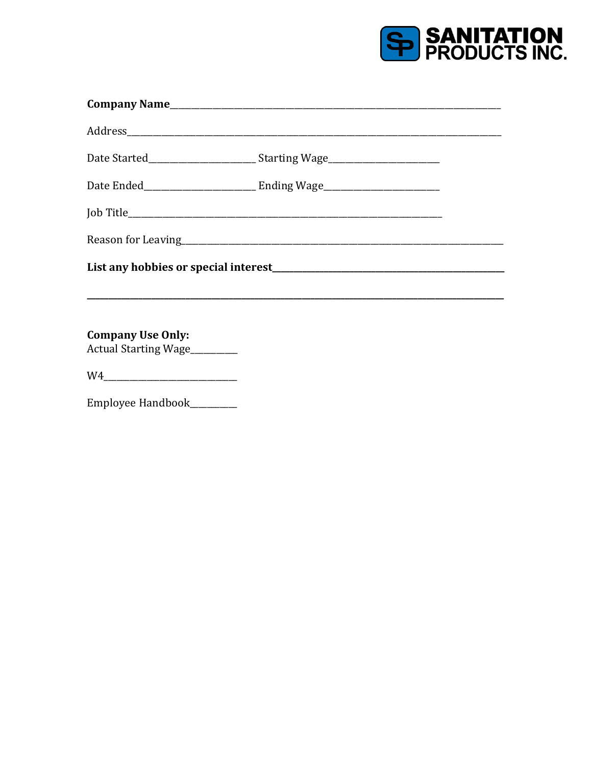SANITATION PRODUCTS INC.

**Company Name**\_\_\_\_\_\_\_\_\_\_\_\_\_\_\_\_\_\_\_\_\_\_\_\_\_\_\_\_\_\_\_\_\_\_\_\_\_\_\_\_\_\_\_\_\_\_\_\_\_\_\_\_\_\_\_\_

Address\_\_\_\_\_\_\_\_\_\_\_\_\_\_\_\_\_\_\_\_\_\_\_\_\_\_\_\_\_\_\_\_\_\_\_\_\_\_\_\_\_\_\_\_\_\_\_\_\_\_\_\_\_\_\_\_\_\_\_\_\_\_

Date Started\_\_\_\_\_\_\_\_\_\_\_\_\_\_\_\_\_\_\_\_ Starting Wage\_\_\_\_\_\_\_\_\_\_\_\_\_\_\_\_\_\_\_\_

Date Ended\_\_\_\_\_\_\_\_\_\_\_\_\_\_\_\_\_\_\_\_ Ending Wage\_\_\_\_\_\_\_\_\_\_\_\_\_\_\_\_\_\_\_\_

Job Title\_\_\_\_\_\_\_\_\_\_\_\_\_\_\_\_\_\_\_\_\_\_\_\_\_\_\_\_\_\_\_\_\_\_\_\_\_\_\_\_\_\_\_\_\_\_\_\_\_\_\_\_

Reason for Leaving\_\_\_\_\_\_\_\_\_\_\_\_\_\_\_\_\_\_\_\_\_\_\_\_\_\_\_\_\_\_\_\_\_\_\_\_\_\_\_\_\_\_\_\_\_\_\_\_\_\_\_\_

**List any hobbies or special interest**\_\_\_\_\_\_\_\_\_\_\_\_\_\_\_\_\_\_\_\_\_\_\_\_\_\_\_\_\_\_\_\_\_\_\_\_\_\_\_\_

\_\_\_\_\_\_\_\_\_\_\_\_\_\_\_\_\_\_\_\_\_\_\_\_\_\_\_\_\_\_\_\_\_\_\_\_\_\_\_\_\_\_\_\_\_\_\_\_\_\_\_\_\_\_\_\_\_\_\_\_\_\_\_\_\_\_\_\_\_\_\_\_

**Company Use Only:**
Actual Starting Wage\_\_\_\_\_\_\_\_\_\_

W4\_\_\_\_\_\_\_\_\_\_\_\_\_\_\_\_\_\_\_\_\_\_\_\_

Employee Handbook\_\_\_\_\_\_\_\_\_\_